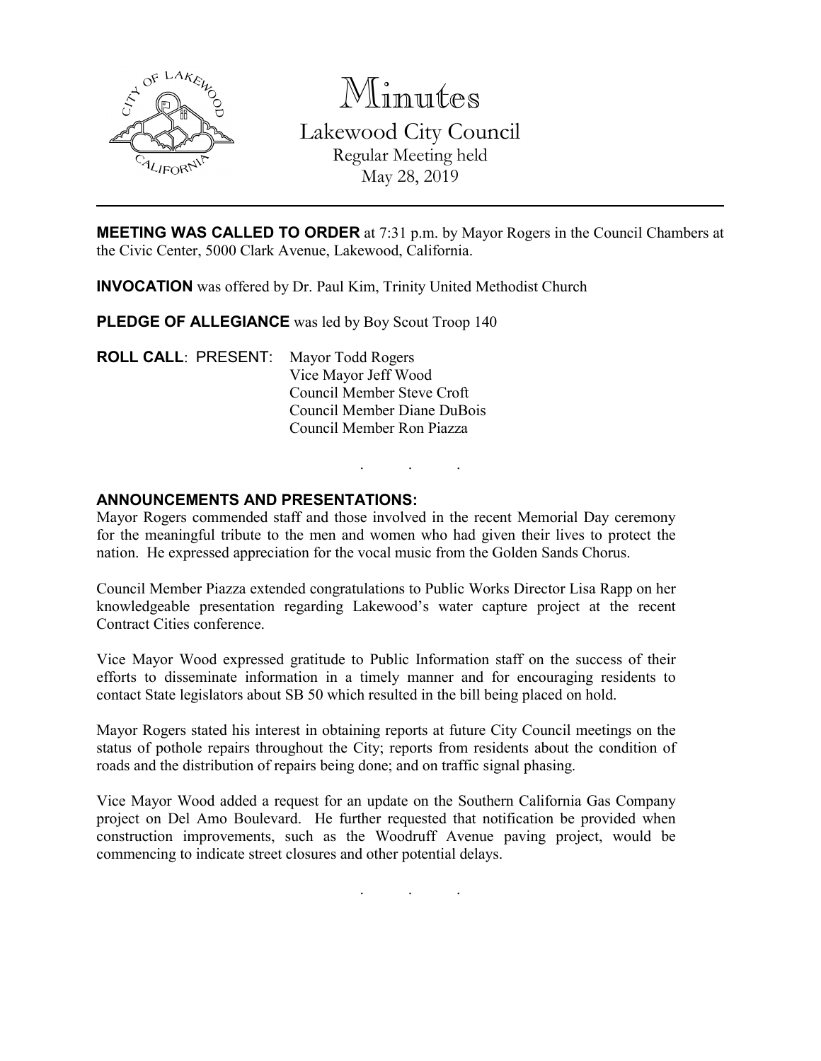# Minutes

## Lakewood City Council

Regular Meeting held
May 28, 2019

---

**MEETING WAS CALLED TO ORDER** at 7:31 p.m. by Mayor Rogers in the Council Chambers at the Civic Center, 5000 Clark Avenue, Lakewood, California.

**INVOCATION** was offered by Dr. Paul Kim, Trinity United Methodist Church

**PLEDGE OF ALLEGIANCE** was led by Boy Scout Troop 140

**ROLL CALL**: PRESENT: Mayor Todd Rogers
Vice Mayor Jeff Wood
Council Member Steve Croft
Council Member Diane DuBois
Council Member Ron Piazza

. . .

**ANNOUNCEMENTS AND PRESENTATIONS:**

Mayor Rogers commended staff and those involved in the recent Memorial Day ceremony for the meaningful tribute to the men and women who had given their lives to protect the nation. He expressed appreciation for the vocal music from the Golden Sands Chorus.

Council Member Piazza extended congratulations to Public Works Director Lisa Rapp on her knowledgeable presentation regarding Lakewood's water capture project at the recent Contract Cities conference.

Vice Mayor Wood expressed gratitude to Public Information staff on the success of their efforts to disseminate information in a timely manner and for encouraging residents to contact State legislators about SB 50 which resulted in the bill being placed on hold.

Mayor Rogers stated his interest in obtaining reports at future City Council meetings on the status of pothole repairs throughout the City; reports from residents about the condition of roads and the distribution of repairs being done; and on traffic signal phasing.

Vice Mayor Wood added a request for an update on the Southern California Gas Company project on Del Amo Boulevard. He further requested that notification be provided when construction improvements, such as the Woodruff Avenue paving project, would be commencing to indicate street closures and other potential delays.

. . .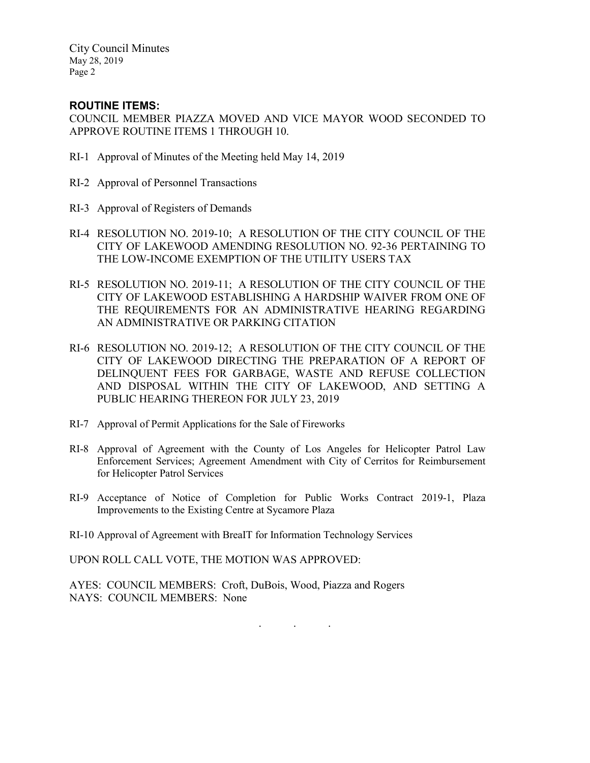## ROUTINE ITEMS:

COUNCIL MEMBER PIAZZA MOVED AND VICE MAYOR WOOD SECONDED TO APPROVE ROUTINE ITEMS 1 THROUGH 10.

RI-1 Approval of Minutes of the Meeting held May 14, 2019

RI-2 Approval of Personnel Transactions

RI-3 Approval of Registers of Demands

RI-4 RESOLUTION NO. 2019-10; A RESOLUTION OF THE CITY COUNCIL OF THE CITY OF LAKEWOOD AMENDING RESOLUTION NO. 92-36 PERTAINING TO THE LOW-INCOME EXEMPTION OF THE UTILITY USERS TAX

RI-5 RESOLUTION NO. 2019-11; A RESOLUTION OF THE CITY COUNCIL OF THE CITY OF LAKEWOOD ESTABLISHING A HARDSHIP WAIVER FROM ONE OF THE REQUIREMENTS FOR AN ADMINISTRATIVE HEARING REGARDING AN ADMINISTRATIVE OR PARKING CITATION

RI-6 RESOLUTION NO. 2019-12; A RESOLUTION OF THE CITY COUNCIL OF THE CITY OF LAKEWOOD DIRECTING THE PREPARATION OF A REPORT OF DELINQUENT FEES FOR GARBAGE, WASTE AND REFUSE COLLECTION AND DISPOSAL WITHIN THE CITY OF LAKEWOOD, AND SETTING A PUBLIC HEARING THEREON FOR JULY 23, 2019

RI-7 Approval of Permit Applications for the Sale of Fireworks

RI-8 Approval of Agreement with the County of Los Angeles for Helicopter Patrol Law Enforcement Services; Agreement Amendment with City of Cerritos for Reimbursement for Helicopter Patrol Services

RI-9 Acceptance of Notice of Completion for Public Works Contract 2019-1, Plaza Improvements to the Existing Centre at Sycamore Plaza

RI-10 Approval of Agreement with BreaIT for Information Technology Services

UPON ROLL CALL VOTE, THE MOTION WAS APPROVED:

AYES: COUNCIL MEMBERS: Croft, DuBois, Wood, Piazza and Rogers
NAYS: COUNCIL MEMBERS: None

. . .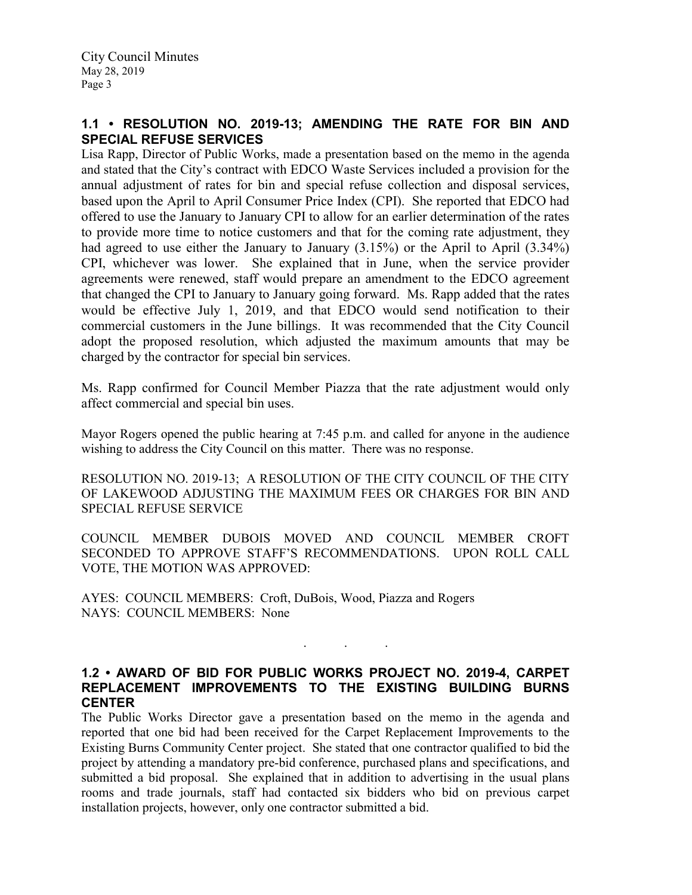## 1.1 • RESOLUTION NO. 2019-13; AMENDING THE RATE FOR BIN AND SPECIAL REFUSE SERVICES

Lisa Rapp, Director of Public Works, made a presentation based on the memo in the agenda and stated that the City's contract with EDCO Waste Services included a provision for the annual adjustment of rates for bin and special refuse collection and disposal services, based upon the April to April Consumer Price Index (CPI). She reported that EDCO had offered to use the January to January CPI to allow for an earlier determination of the rates to provide more time to notice customers and that for the coming rate adjustment, they had agreed to use either the January to January (3.15%) or the April to April (3.34%) CPI, whichever was lower. She explained that in June, when the service provider agreements were renewed, staff would prepare an amendment to the EDCO agreement that changed the CPI to January to January going forward. Ms. Rapp added that the rates would be effective July 1, 2019, and that EDCO would send notification to their commercial customers in the June billings. It was recommended that the City Council adopt the proposed resolution, which adjusted the maximum amounts that may be charged by the contractor for special bin services.

Ms. Rapp confirmed for Council Member Piazza that the rate adjustment would only affect commercial and special bin uses.

Mayor Rogers opened the public hearing at 7:45 p.m. and called for anyone in the audience wishing to address the City Council on this matter. There was no response.

RESOLUTION NO. 2019-13; A RESOLUTION OF THE CITY COUNCIL OF THE CITY OF LAKEWOOD ADJUSTING THE MAXIMUM FEES OR CHARGES FOR BIN AND SPECIAL REFUSE SERVICE

COUNCIL MEMBER DUBOIS MOVED AND COUNCIL MEMBER CROFT SECONDED TO APPROVE STAFF'S RECOMMENDATIONS. UPON ROLL CALL VOTE, THE MOTION WAS APPROVED:

AYES: COUNCIL MEMBERS: Croft, DuBois, Wood, Piazza and Rogers
NAYS: COUNCIL MEMBERS: None

. . .

## 1.2 • AWARD OF BID FOR PUBLIC WORKS PROJECT NO. 2019-4, CARPET REPLACEMENT IMPROVEMENTS TO THE EXISTING BUILDING BURNS CENTER

The Public Works Director gave a presentation based on the memo in the agenda and reported that one bid had been received for the Carpet Replacement Improvements to the Existing Burns Community Center project. She stated that one contractor qualified to bid the project by attending a mandatory pre-bid conference, purchased plans and specifications, and submitted a bid proposal. She explained that in addition to advertising in the usual plans rooms and trade journals, staff had contacted six bidders who bid on previous carpet installation projects, however, only one contractor submitted a bid.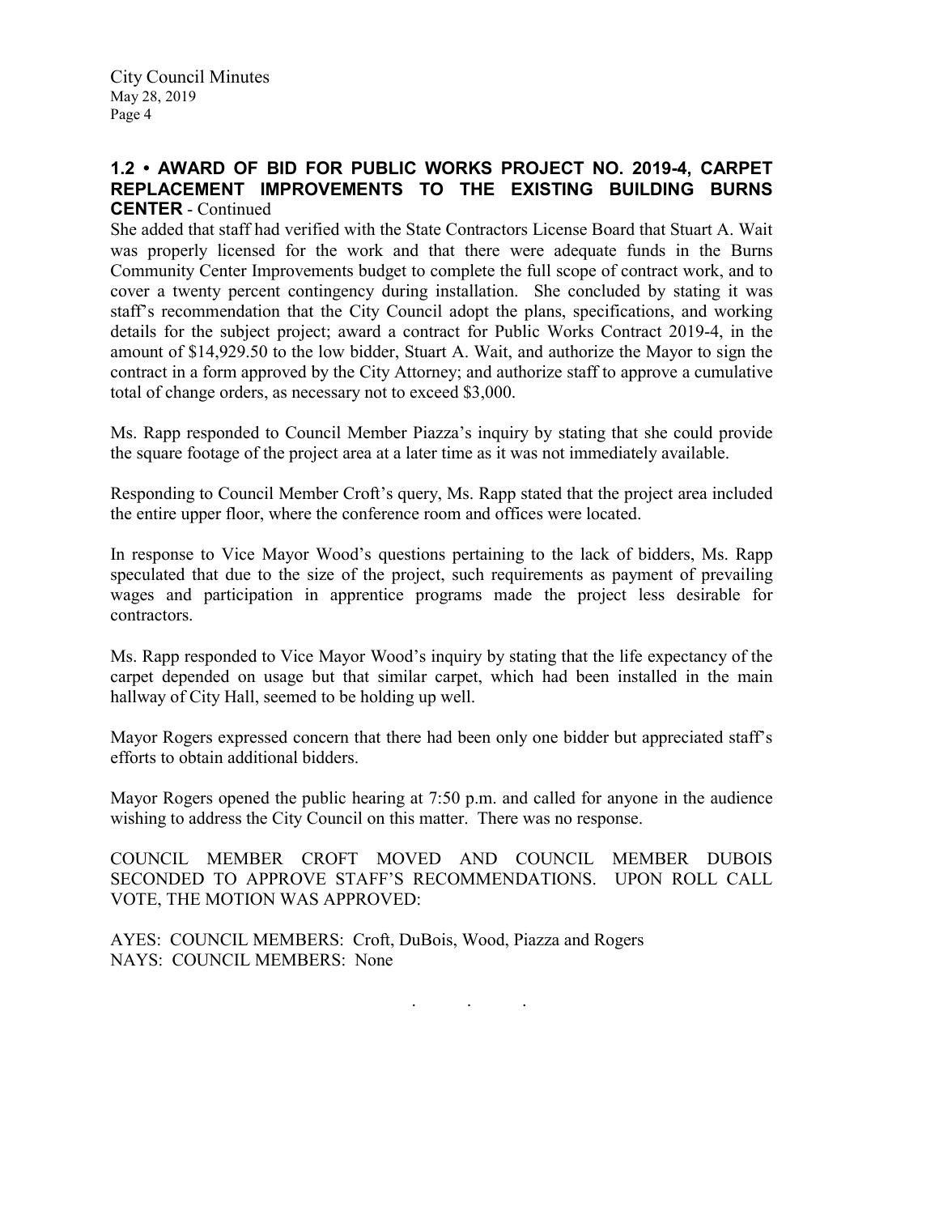## 1.2 • AWARD OF BID FOR PUBLIC WORKS PROJECT NO. 2019-4, CARPET REPLACEMENT IMPROVEMENTS TO THE EXISTING BUILDING BURNS CENTER - Continued

She added that staff had verified with the State Contractors License Board that Stuart A. Wait was properly licensed for the work and that there were adequate funds in the Burns Community Center Improvements budget to complete the full scope of contract work, and to cover a twenty percent contingency during installation. She concluded by stating it was staff's recommendation that the City Council adopt the plans, specifications, and working details for the subject project; award a contract for Public Works Contract 2019-4, in the amount of $14,929.50 to the low bidder, Stuart A. Wait, and authorize the Mayor to sign the contract in a form approved by the City Attorney; and authorize staff to approve a cumulative total of change orders, as necessary not to exceed $3,000.

Ms. Rapp responded to Council Member Piazza's inquiry by stating that she could provide the square footage of the project area at a later time as it was not immediately available.

Responding to Council Member Croft's query, Ms. Rapp stated that the project area included the entire upper floor, where the conference room and offices were located.

In response to Vice Mayor Wood's questions pertaining to the lack of bidders, Ms. Rapp speculated that due to the size of the project, such requirements as payment of prevailing wages and participation in apprentice programs made the project less desirable for contractors.

Ms. Rapp responded to Vice Mayor Wood's inquiry by stating that the life expectancy of the carpet depended on usage but that similar carpet, which had been installed in the main hallway of City Hall, seemed to be holding up well.

Mayor Rogers expressed concern that there had been only one bidder but appreciated staff's efforts to obtain additional bidders.

Mayor Rogers opened the public hearing at 7:50 p.m. and called for anyone in the audience wishing to address the City Council on this matter. There was no response.

COUNCIL MEMBER CROFT MOVED AND COUNCIL MEMBER DUBOIS SECONDED TO APPROVE STAFF'S RECOMMENDATIONS. UPON ROLL CALL VOTE, THE MOTION WAS APPROVED:

AYES: COUNCIL MEMBERS: Croft, DuBois, Wood, Piazza and Rogers
NAYS: COUNCIL MEMBERS: None

. . .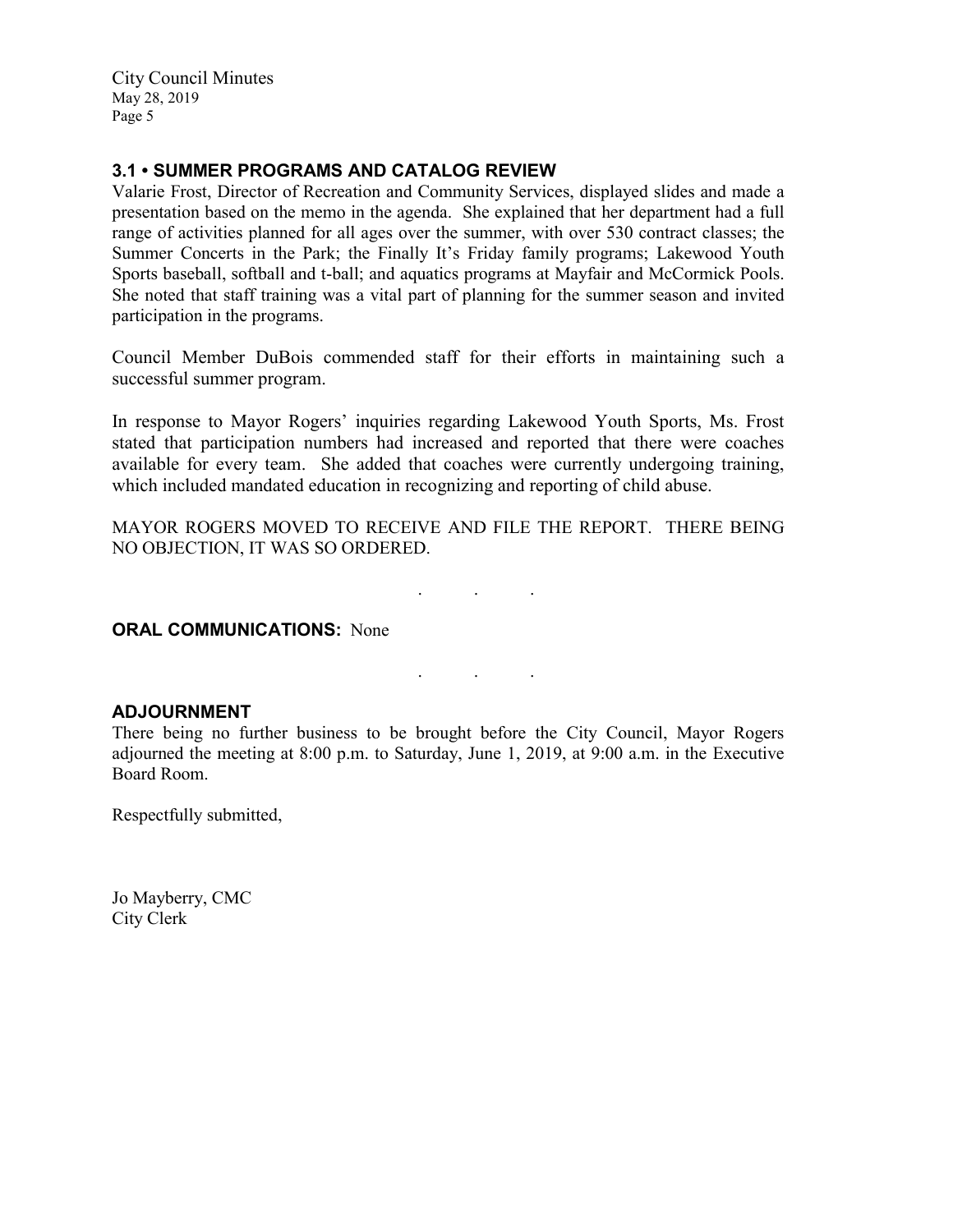### 3.1 • SUMMER PROGRAMS AND CATALOG REVIEW

Valarie Frost, Director of Recreation and Community Services, displayed slides and made a presentation based on the memo in the agenda. She explained that her department had a full range of activities planned for all ages over the summer, with over 530 contract classes; the Summer Concerts in the Park; the Finally It's Friday family programs; Lakewood Youth Sports baseball, softball and t-ball; and aquatics programs at Mayfair and McCormick Pools. She noted that staff training was a vital part of planning for the summer season and invited participation in the programs.

Council Member DuBois commended staff for their efforts in maintaining such a successful summer program.

In response to Mayor Rogers' inquiries regarding Lakewood Youth Sports, Ms. Frost stated that participation numbers had increased and reported that there were coaches available for every team. She added that coaches were currently undergoing training, which included mandated education in recognizing and reporting of child abuse.

MAYOR ROGERS MOVED TO RECEIVE AND FILE THE REPORT. THERE BEING NO OBJECTION, IT WAS SO ORDERED.

. . .

**ORAL COMMUNICATIONS:** None

. . .

### ADJOURNMENT

There being no further business to be brought before the City Council, Mayor Rogers adjourned the meeting at 8:00 p.m. to Saturday, June 1, 2019, at 9:00 a.m. in the Executive Board Room.

Respectfully submitted,

Jo Mayberry, CMC
City Clerk